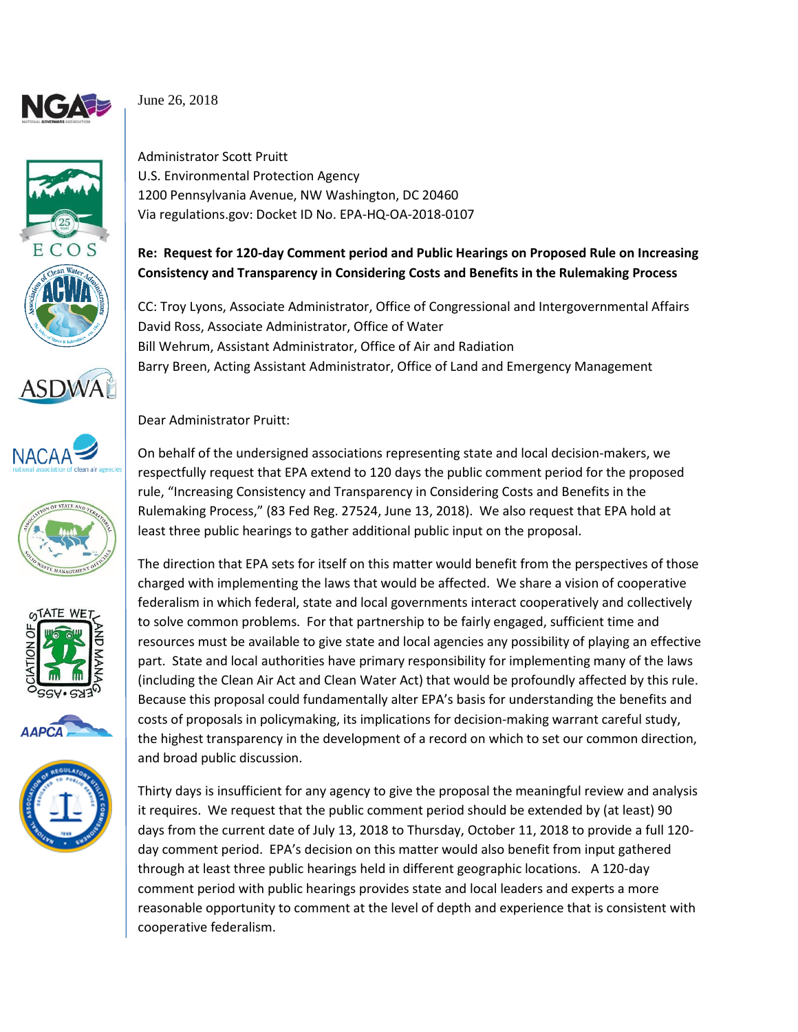June 26, 2018

Administrator Scott Pruitt
U.S. Environmental Protection Agency
1200 Pennsylvania Avenue, NW Washington, DC 20460
Via regulations.gov: Docket ID No. EPA-HQ-OA-2018-0107

**Re: Request for 120-day Comment period and Public Hearings on Proposed Rule on Increasing Consistency and Transparency in Considering Costs and Benefits in the Rulemaking Process**

CC: Troy Lyons, Associate Administrator, Office of Congressional and Intergovernmental Affairs
David Ross, Associate Administrator, Office of Water
Bill Wehrum, Assistant Administrator, Office of Air and Radiation
Barry Breen, Acting Assistant Administrator, Office of Land and Emergency Management

Dear Administrator Pruitt:

On behalf of the undersigned associations representing state and local decision-makers, we respectfully request that EPA extend to 120 days the public comment period for the proposed rule, "Increasing Consistency and Transparency in Considering Costs and Benefits in the Rulemaking Process," (83 Fed Reg. 27524, June 13, 2018). We also request that EPA hold at least three public hearings to gather additional public input on the proposal.

The direction that EPA sets for itself on this matter would benefit from the perspectives of those charged with implementing the laws that would be affected. We share a vision of cooperative federalism in which federal, state and local governments interact cooperatively and collectively to solve common problems. For that partnership to be fairly engaged, sufficient time and resources must be available to give state and local agencies any possibility of playing an effective part. State and local authorities have primary responsibility for implementing many of the laws (including the Clean Air Act and Clean Water Act) that would be profoundly affected by this rule. Because this proposal could fundamentally alter EPA's basis for understanding the benefits and costs of proposals in policymaking, its implications for decision-making warrant careful study, the highest transparency in the development of a record on which to set our common direction, and broad public discussion.

Thirty days is insufficient for any agency to give the proposal the meaningful review and analysis it requires. We request that the public comment period should be extended by (at least) 90 days from the current date of July 13, 2018 to Thursday, October 11, 2018 to provide a full 120-day comment period. EPA's decision on this matter would also benefit from input gathered through at least three public hearings held in different geographic locations. A 120-day comment period with public hearings provides state and local leaders and experts a more reasonable opportunity to comment at the level of depth and experience that is consistent with cooperative federalism.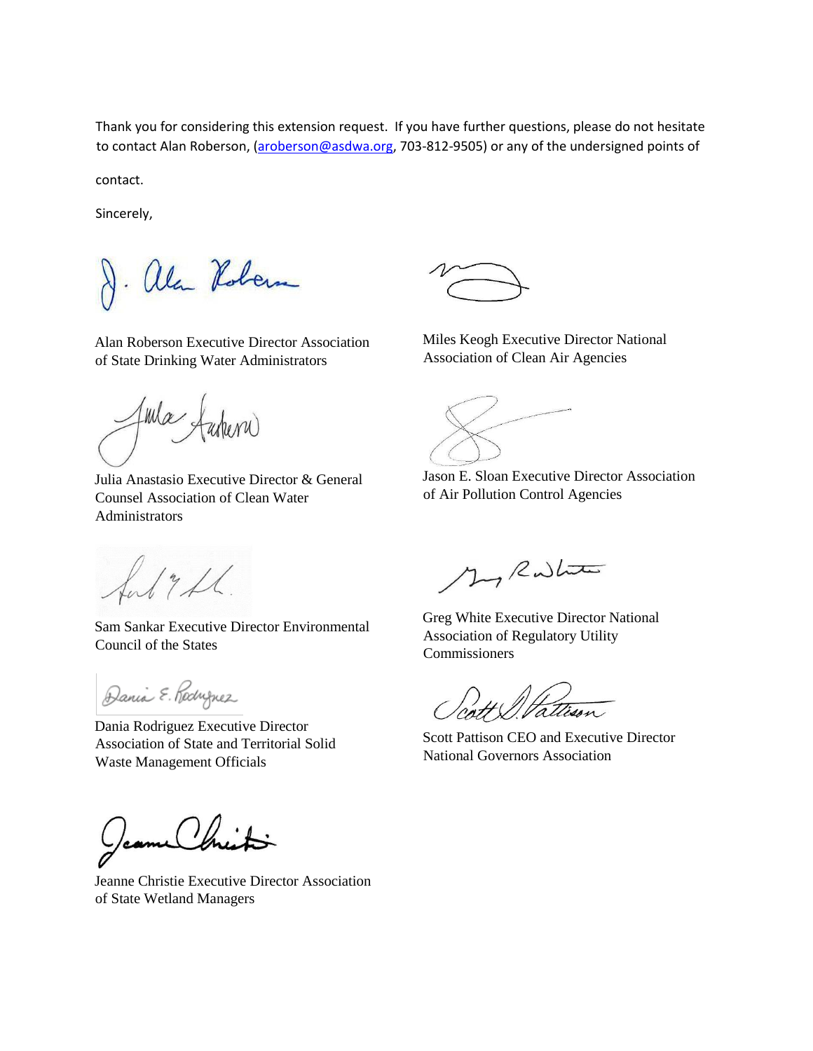Thank you for considering this extension request. If you have further questions, please do not hesitate to contact Alan Roberson, (aroberson@asdwa.org, 703-812-9505) or any of the undersigned points of

contact.

Sincerely,

Alan Roberson Executive Director Association of State Drinking Water Administrators

Julia Anastasio Executive Director & General Counsel Association of Clean Water Administrators

Sam Sankar Executive Director Environmental Council of the States

Dania Rodriguez Executive Director Association of State and Territorial Solid Waste Management Officials

Jeanne Christie Executive Director Association of State Wetland Managers

Miles Keogh Executive Director National Association of Clean Air Agencies

Jason E. Sloan Executive Director Association of Air Pollution Control Agencies

Greg White Executive Director National Association of Regulatory Utility Commissioners

Scott Pattison CEO and Executive Director National Governors Association